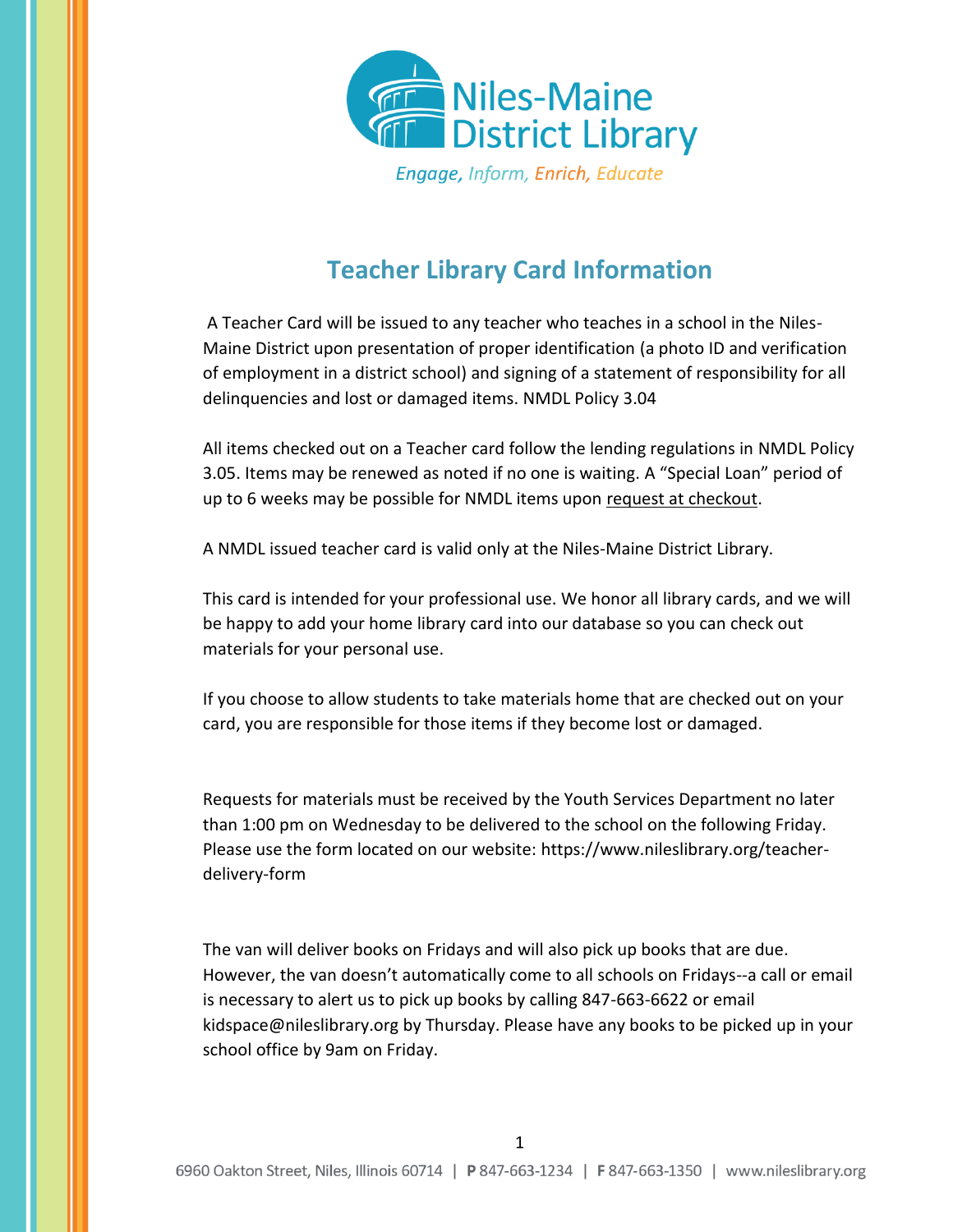Niles-Maine District Library

*Engage, Inform, Enrich, Educate*

## Teacher Library Card Information

A Teacher Card will be issued to any teacher who teaches in a school in the Niles-Maine District upon presentation of proper identification (a photo ID and verification of employment in a district school) and signing of a statement of responsibility for all delinquencies and lost or damaged items. NMDL Policy 3.04

All items checked out on a Teacher card follow the lending regulations in NMDL Policy 3.05. Items may be renewed as noted if no one is waiting. A "Special Loan" period of up to 6 weeks may be possible for NMDL items upon request at checkout.

A NMDL issued teacher card is valid only at the Niles-Maine District Library.

This card is intended for your professional use. We honor all library cards, and we will be happy to add your home library card into our database so you can check out materials for your personal use.

If you choose to allow students to take materials home that are checked out on your card, you are responsible for those items if they become lost or damaged.

Requests for materials must be received by the Youth Services Department no later than 1:00 pm on Wednesday to be delivered to the school on the following Friday. Please use the form located on our website: https://www.nileslibrary.org/teacher-delivery-form

The van will deliver books on Fridays and will also pick up books that are due. However, the van doesn't automatically come to all schools on Fridays--a call or email is necessary to alert us to pick up books by calling 847-663-6622 or email kidspace@nileslibrary.org by Thursday. Please have any books to be picked up in your school office by 9am on Friday.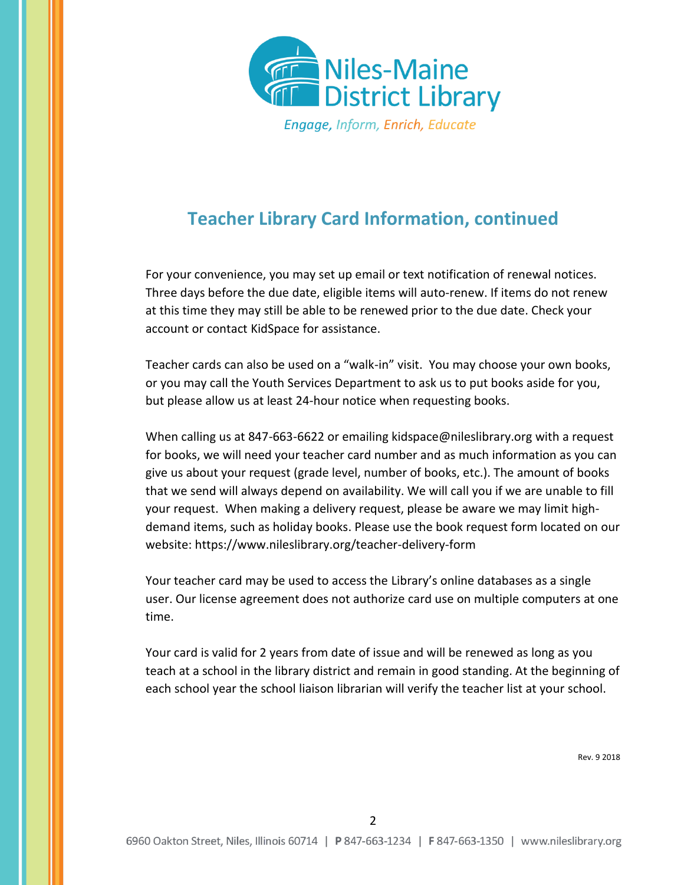Niles-Maine District Library

*Engage, Inform, Enrich, Educate*

## Teacher Library Card Information, continued

For your convenience, you may set up email or text notification of renewal notices. Three days before the due date, eligible items will auto-renew. If items do not renew at this time they may still be able to be renewed prior to the due date. Check your account or contact KidSpace for assistance.

Teacher cards can also be used on a "walk-in" visit. You may choose your own books, or you may call the Youth Services Department to ask us to put books aside for you, but please allow us at least 24-hour notice when requesting books.

When calling us at 847-663-6622 or emailing kidspace@nileslibrary.org with a request for books, we will need your teacher card number and as much information as you can give us about your request (grade level, number of books, etc.). The amount of books that we send will always depend on availability. We will call you if we are unable to fill your request. When making a delivery request, please be aware we may limit high-demand items, such as holiday books. Please use the book request form located on our website: https://www.nileslibrary.org/teacher-delivery-form

Your teacher card may be used to access the Library's online databases as a single user. Our license agreement does not authorize card use on multiple computers at one time.

Your card is valid for 2 years from date of issue and will be renewed as long as you teach at a school in the library district and remain in good standing. At the beginning of each school year the school liaison librarian will verify the teacher list at your school.

Rev. 9 2018

6960 Oakton Street, Niles, Illinois 60714 | P 847-663-1234 | F 847-663-1350 | www.nileslibrary.org